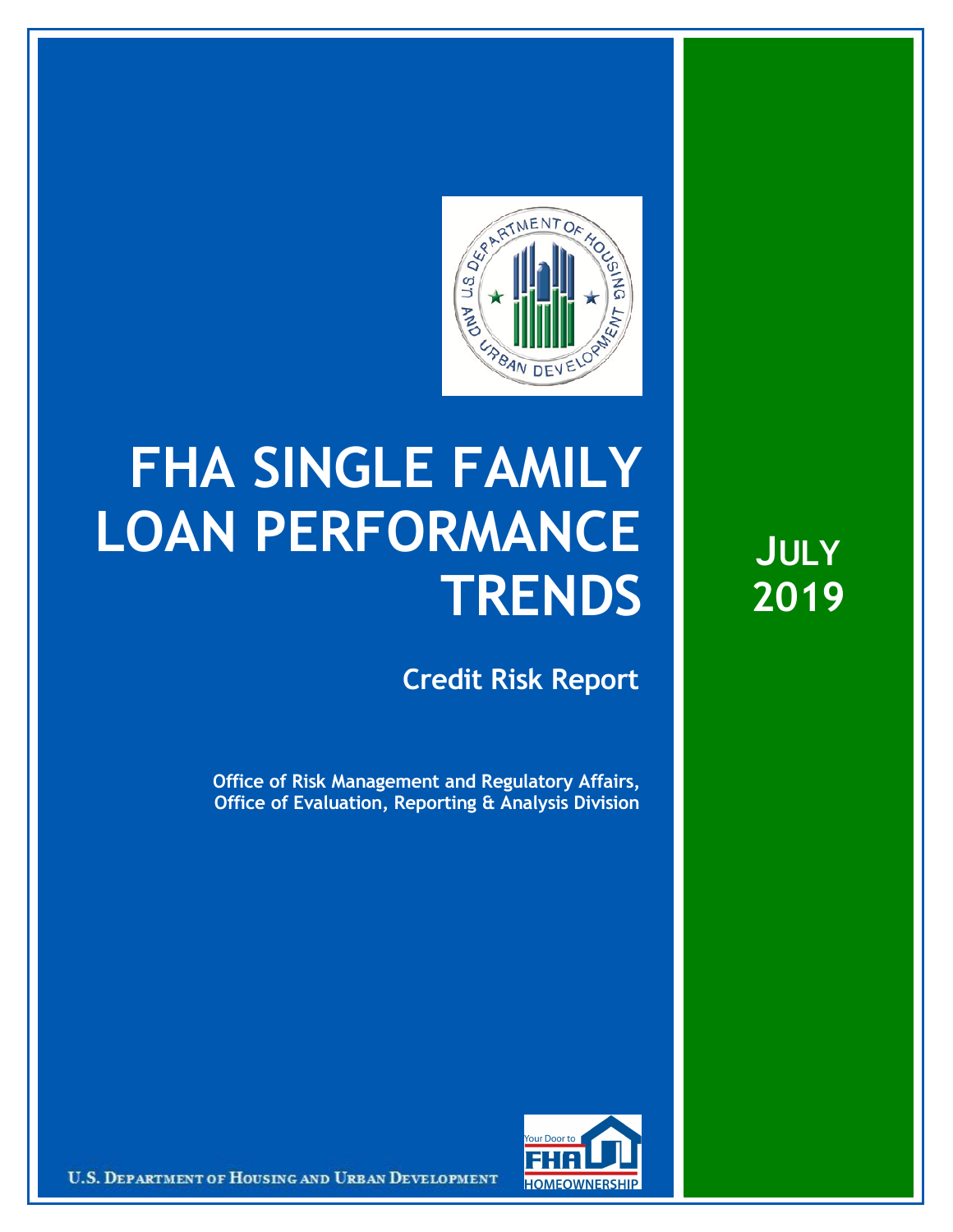# FHA SINGLE FAMILY LOAN PERFORMANCE TRENDS

## Credit Risk Report

**Office of Risk Management and Regulatory Affairs, Office of Evaluation, Reporting & Analysis Division**

**JULY 2019**

U.S. DEPARTMENT OF HOUSING AND URBAN DEVELOPMENT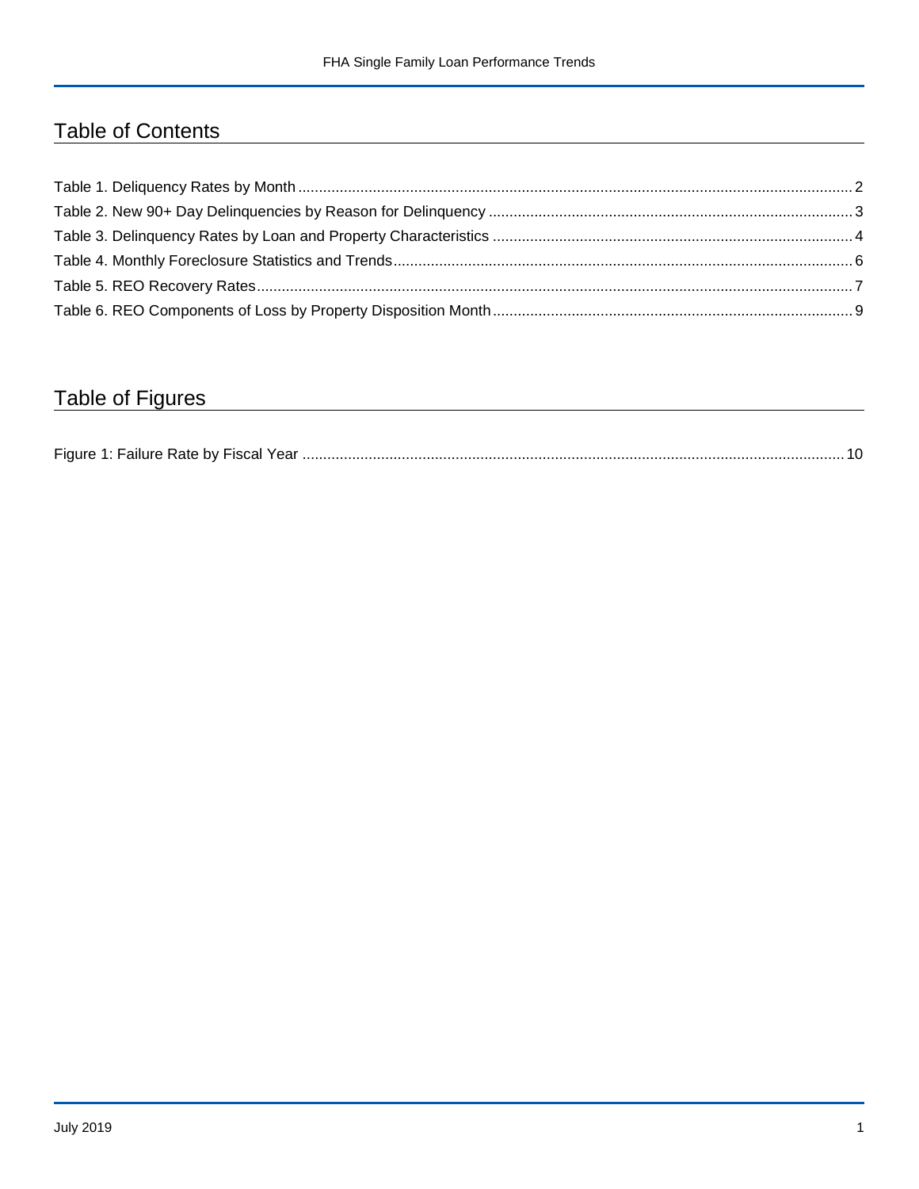## Table of Contents

Table 1. Deliquency Rates by Month .......... 2
Table 2. New 90+ Day Delinquencies by Reason for Delinquency .......... 3
Table 3. Delinquency Rates by Loan and Property Characteristics .......... 4
Table 4. Monthly Foreclosure Statistics and Trends .......... 6
Table 5. REO Recovery Rates .......... 7
Table 6. REO Components of Loss by Property Disposition Month .......... 9

## Table of Figures

Figure 1: Failure Rate by Fiscal Year .......... 10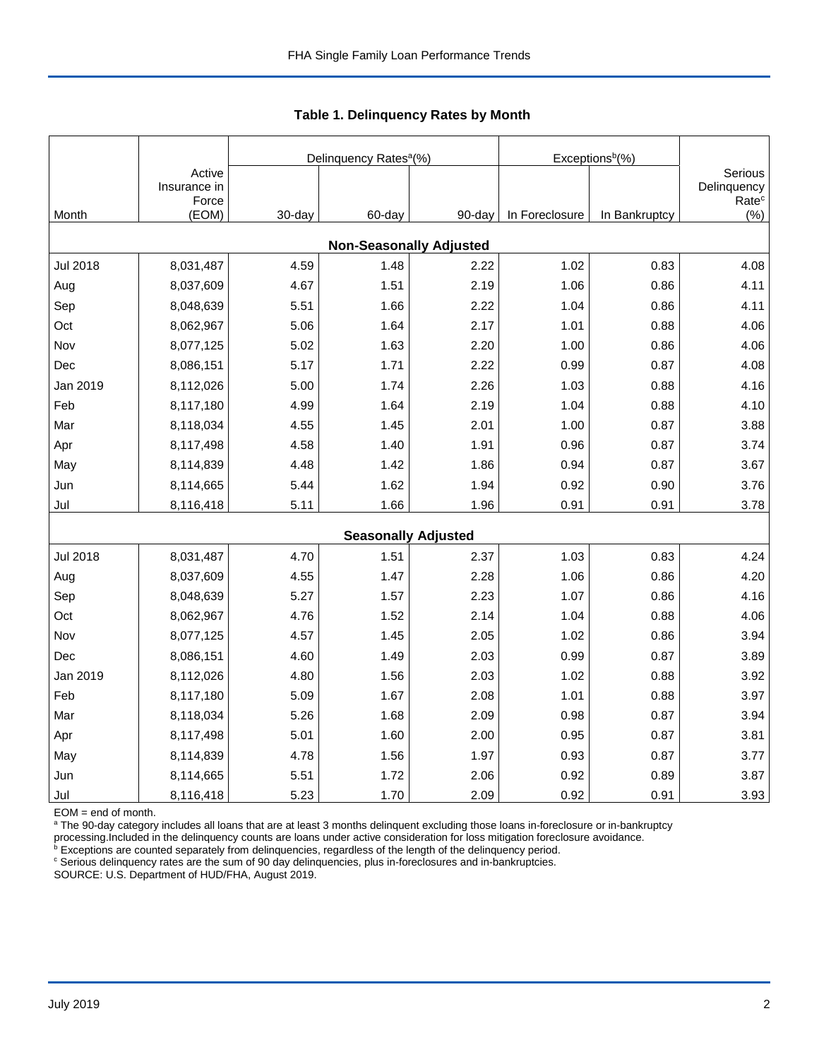**Table 1. Delinquency Rates by Month**

| Month | Active Insurance in Force (EOM) | Delinquency Rates[a](%) | | | Exceptions[b](%) | | Serious Delinquency Rate[c] (%) |
|---|---|---|---|---|---|---|---|
| | | 30-day | 60-day | 90-day | In Foreclosure | In Bankruptcy | |
| **Non-Seasonally Adjusted** | | | | | | | |
| Jul 2018 | 8,031,487 | 4.59 | 1.48 | 2.22 | 1.02 | 0.83 | 4.08 |
| Aug | 8,037,609 | 4.67 | 1.51 | 2.19 | 1.06 | 0.86 | 4.11 |
| Sep | 8,048,639 | 5.51 | 1.66 | 2.22 | 1.04 | 0.86 | 4.11 |
| Oct | 8,062,967 | 5.06 | 1.64 | 2.17 | 1.01 | 0.88 | 4.06 |
| Nov | 8,077,125 | 5.02 | 1.63 | 2.20 | 1.00 | 0.86 | 4.06 |
| Dec | 8,086,151 | 5.17 | 1.71 | 2.22 | 0.99 | 0.87 | 4.08 |
| Jan 2019 | 8,112,026 | 5.00 | 1.74 | 2.26 | 1.03 | 0.88 | 4.16 |
| Feb | 8,117,180 | 4.99 | 1.64 | 2.19 | 1.04 | 0.88 | 4.10 |
| Mar | 8,118,034 | 4.55 | 1.45 | 2.01 | 1.00 | 0.87 | 3.88 |
| Apr | 8,117,498 | 4.58 | 1.40 | 1.91 | 0.96 | 0.87 | 3.74 |
| May | 8,114,839 | 4.48 | 1.42 | 1.86 | 0.94 | 0.87 | 3.67 |
| Jun | 8,114,665 | 5.44 | 1.62 | 1.94 | 0.92 | 0.90 | 3.76 |
| Jul | 8,116,418 | 5.11 | 1.66 | 1.96 | 0.91 | 0.91 | 3.78 |
| **Seasonally Adjusted** | | | | | | | |
| Jul 2018 | 8,031,487 | 4.70 | 1.51 | 2.37 | 1.03 | 0.83 | 4.24 |
| Aug | 8,037,609 | 4.55 | 1.47 | 2.28 | 1.06 | 0.86 | 4.20 |
| Sep | 8,048,639 | 5.27 | 1.57 | 2.23 | 1.07 | 0.86 | 4.16 |
| Oct | 8,062,967 | 4.76 | 1.52 | 2.14 | 1.04 | 0.88 | 4.06 |
| Nov | 8,077,125 | 4.57 | 1.45 | 2.05 | 1.02 | 0.86 | 3.94 |
| Dec | 8,086,151 | 4.60 | 1.49 | 2.03 | 0.99 | 0.87 | 3.89 |
| Jan 2019 | 8,112,026 | 4.80 | 1.56 | 2.03 | 1.02 | 0.88 | 3.92 |
| Feb | 8,117,180 | 5.09 | 1.67 | 2.08 | 1.01 | 0.88 | 3.97 |
| Mar | 8,118,034 | 5.26 | 1.68 | 2.09 | 0.98 | 0.87 | 3.94 |
| Apr | 8,117,498 | 5.01 | 1.60 | 2.00 | 0.95 | 0.87 | 3.81 |
| May | 8,114,839 | 4.78 | 1.56 | 1.97 | 0.93 | 0.87 | 3.77 |
| Jun | 8,114,665 | 5.51 | 1.72 | 2.06 | 0.92 | 0.89 | 3.87 |
| Jul | 8,116,418 | 5.23 | 1.70 | 2.09 | 0.92 | 0.91 | 3.93 |

EOM = end of month.

[a] The 90-day category includes all loans that are at least 3 months delinquent excluding those loans in-foreclosure or in-bankruptcy processing.Included in the delinquency counts are loans under active consideration for loss mitigation foreclosure avoidance.

[b] Exceptions are counted separately from delinquencies, regardless of the length of the delinquency period.

[c] Serious delinquency rates are the sum of 90 day delinquencies, plus in-foreclosures and in-bankruptcies.

SOURCE: U.S. Department of HUD/FHA, August 2019.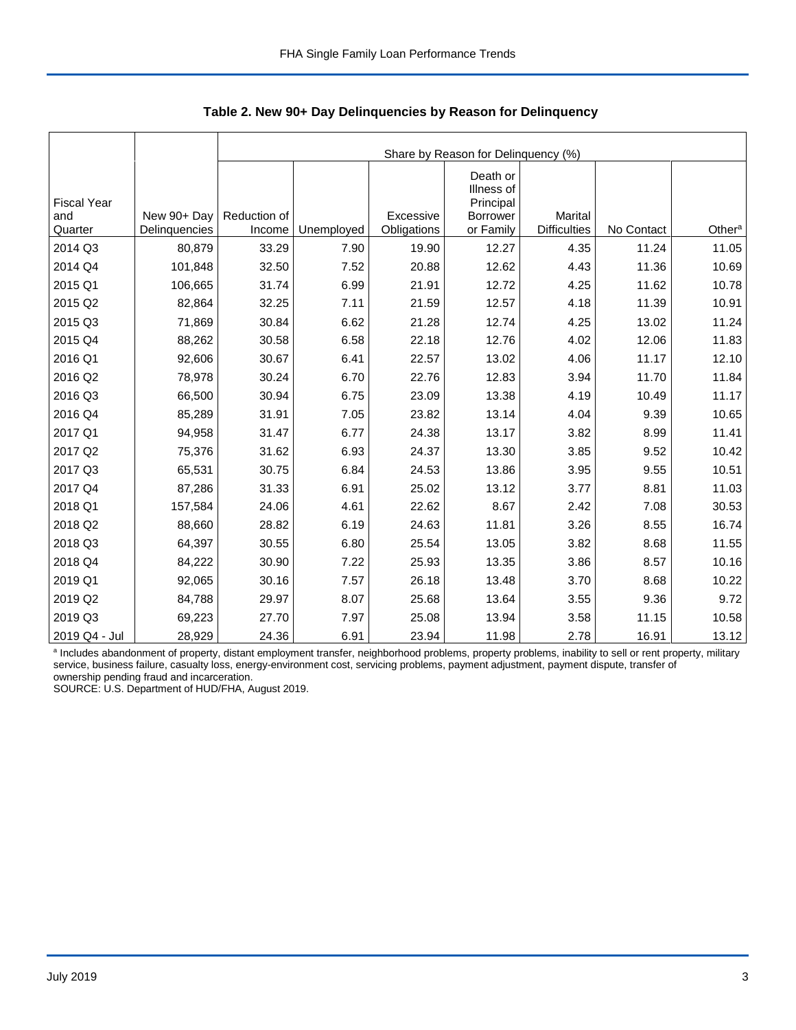**Table 2. New 90+ Day Delinquencies by Reason for Delinquency**

| Fiscal Year and Quarter | New 90+ Day Delinquencies | Share by Reason for Delinquency (%) | | | | | | |
|---|---|---|---|---|---|---|---|---|
| | | Reduction of Income | Unemployed | Excessive Obligations | Death or Illness of Principal Borrower or Family | Marital Difficulties | No Contact | Other[a] |
| 2014 Q3 | 80,879 | 33.29 | 7.90 | 19.90 | 12.27 | 4.35 | 11.24 | 11.05 |
| 2014 Q4 | 101,848 | 32.50 | 7.52 | 20.88 | 12.62 | 4.43 | 11.36 | 10.69 |
| 2015 Q1 | 106,665 | 31.74 | 6.99 | 21.91 | 12.72 | 4.25 | 11.62 | 10.78 |
| 2015 Q2 | 82,864 | 32.25 | 7.11 | 21.59 | 12.57 | 4.18 | 11.39 | 10.91 |
| 2015 Q3 | 71,869 | 30.84 | 6.62 | 21.28 | 12.74 | 4.25 | 13.02 | 11.24 |
| 2015 Q4 | 88,262 | 30.58 | 6.58 | 22.18 | 12.76 | 4.02 | 12.06 | 11.83 |
| 2016 Q1 | 92,606 | 30.67 | 6.41 | 22.57 | 13.02 | 4.06 | 11.17 | 12.10 |
| 2016 Q2 | 78,978 | 30.24 | 6.70 | 22.76 | 12.83 | 3.94 | 11.70 | 11.84 |
| 2016 Q3 | 66,500 | 30.94 | 6.75 | 23.09 | 13.38 | 4.19 | 10.49 | 11.17 |
| 2016 Q4 | 85,289 | 31.91 | 7.05 | 23.82 | 13.14 | 4.04 | 9.39 | 10.65 |
| 2017 Q1 | 94,958 | 31.47 | 6.77 | 24.38 | 13.17 | 3.82 | 8.99 | 11.41 |
| 2017 Q2 | 75,376 | 31.62 | 6.93 | 24.37 | 13.30 | 3.85 | 9.52 | 10.42 |
| 2017 Q3 | 65,531 | 30.75 | 6.84 | 24.53 | 13.86 | 3.95 | 9.55 | 10.51 |
| 2017 Q4 | 87,286 | 31.33 | 6.91 | 25.02 | 13.12 | 3.77 | 8.81 | 11.03 |
| 2018 Q1 | 157,584 | 24.06 | 4.61 | 22.62 | 8.67 | 2.42 | 7.08 | 30.53 |
| 2018 Q2 | 88,660 | 28.82 | 6.19 | 24.63 | 11.81 | 3.26 | 8.55 | 16.74 |
| 2018 Q3 | 64,397 | 30.55 | 6.80 | 25.54 | 13.05 | 3.82 | 8.68 | 11.55 |
| 2018 Q4 | 84,222 | 30.90 | 7.22 | 25.93 | 13.35 | 3.86 | 8.57 | 10.16 |
| 2019 Q1 | 92,065 | 30.16 | 7.57 | 26.18 | 13.48 | 3.70 | 8.68 | 10.22 |
| 2019 Q2 | 84,788 | 29.97 | 8.07 | 25.68 | 13.64 | 3.55 | 9.36 | 9.72 |
| 2019 Q3 | 69,223 | 27.70 | 7.97 | 25.08 | 13.94 | 3.58 | 11.15 | 10.58 |
| 2019 Q4 - Jul | 28,929 | 24.36 | 6.91 | 23.94 | 11.98 | 2.78 | 16.91 | 13.12 |

[a] Includes abandonment of property, distant employment transfer, neighborhood problems, property problems, inability to sell or rent property, military service, business failure, casualty loss, energy-environment cost, servicing problems, payment adjustment, payment dispute, transfer of ownership pending fraud and incarceration.

SOURCE: U.S. Department of HUD/FHA, August 2019.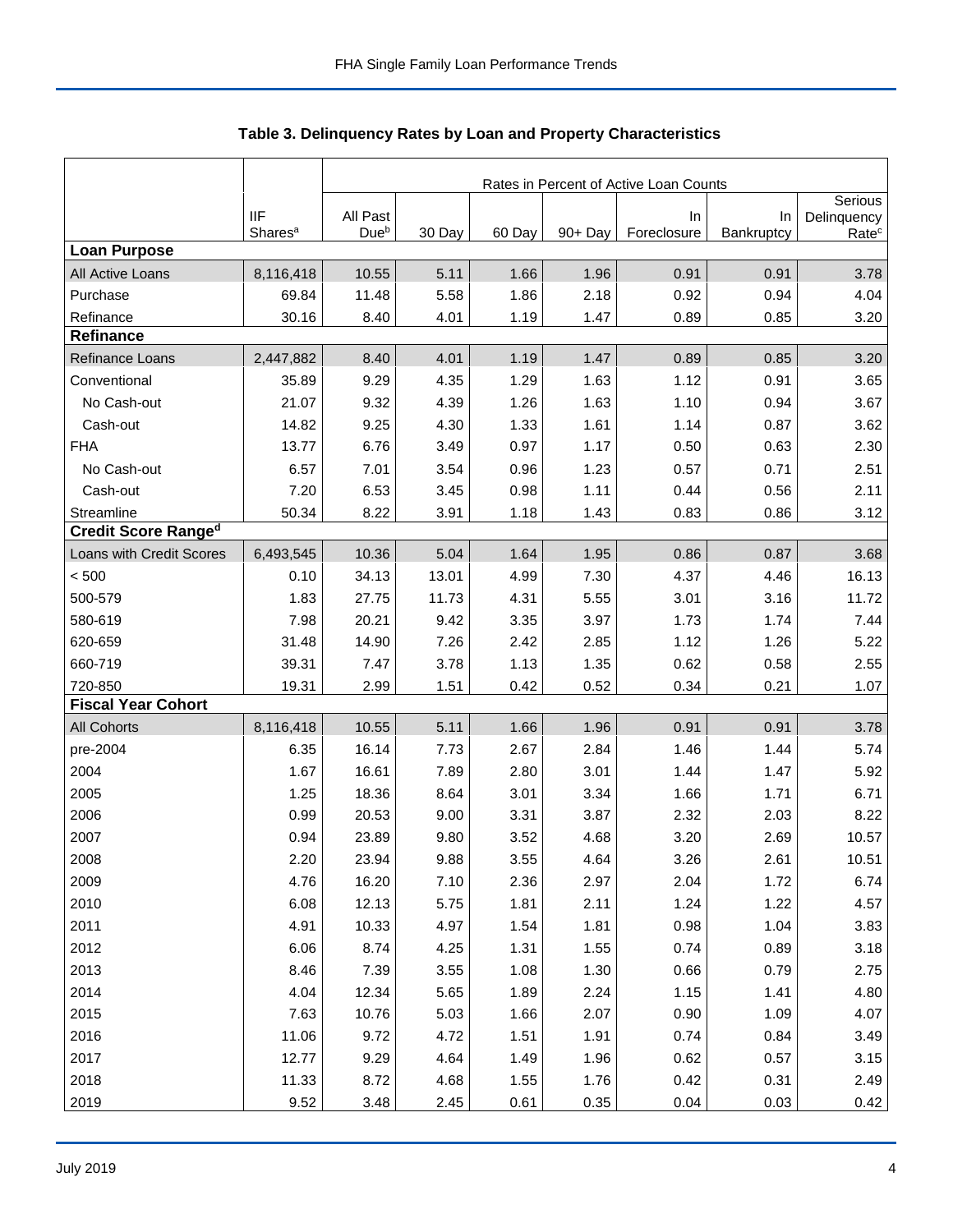## Table 3. Delinquency Rates by Loan and Property Characteristics

| | IIF Shares[a] | Rates in Percent of Active Loan Counts | | | | | | |
|---|---|---|---|---|---|---|---|---|
| | | All Past Due[b] | 30 Day | 60 Day | 90+ Day | In Foreclosure | In Bankruptcy | Serious Delinquency Rate[c] |
| **Loan Purpose** | | | | | | | | |
| All Active Loans | 8,116,418 | 10.55 | 5.11 | 1.66 | 1.96 | 0.91 | 0.91 | 3.78 |
| Purchase | 69.84 | 11.48 | 5.58 | 1.86 | 2.18 | 0.92 | 0.94 | 4.04 |
| Refinance | 30.16 | 8.40 | 4.01 | 1.19 | 1.47 | 0.89 | 0.85 | 3.20 |
| **Refinance** | | | | | | | | |
| Refinance Loans | 2,447,882 | 8.40 | 4.01 | 1.19 | 1.47 | 0.89 | 0.85 | 3.20 |
| Conventional | 35.89 | 9.29 | 4.35 | 1.29 | 1.63 | 1.12 | 0.91 | 3.65 |
| No Cash-out | 21.07 | 9.32 | 4.39 | 1.26 | 1.63 | 1.10 | 0.94 | 3.67 |
| Cash-out | 14.82 | 9.25 | 4.30 | 1.33 | 1.61 | 1.14 | 0.87 | 3.62 |
| FHA | 13.77 | 6.76 | 3.49 | 0.97 | 1.17 | 0.50 | 0.63 | 2.30 |
| No Cash-out | 6.57 | 7.01 | 3.54 | 0.96 | 1.23 | 0.57 | 0.71 | 2.51 |
| Cash-out | 7.20 | 6.53 | 3.45 | 0.98 | 1.11 | 0.44 | 0.56 | 2.11 |
| Streamline | 50.34 | 8.22 | 3.91 | 1.18 | 1.43 | 0.83 | 0.86 | 3.12 |
| **Credit Score Range[d]** | | | | | | | | |
| Loans with Credit Scores | 6,493,545 | 10.36 | 5.04 | 1.64 | 1.95 | 0.86 | 0.87 | 3.68 |
| < 500 | 0.10 | 34.13 | 13.01 | 4.99 | 7.30 | 4.37 | 4.46 | 16.13 |
| 500-579 | 1.83 | 27.75 | 11.73 | 4.31 | 5.55 | 3.01 | 3.16 | 11.72 |
| 580-619 | 7.98 | 20.21 | 9.42 | 3.35 | 3.97 | 1.73 | 1.74 | 7.44 |
| 620-659 | 31.48 | 14.90 | 7.26 | 2.42 | 2.85 | 1.12 | 1.26 | 5.22 |
| 660-719 | 39.31 | 7.47 | 3.78 | 1.13 | 1.35 | 0.62 | 0.58 | 2.55 |
| 720-850 | 19.31 | 2.99 | 1.51 | 0.42 | 0.52 | 0.34 | 0.21 | 1.07 |
| **Fiscal Year Cohort** | | | | | | | | |
| All Cohorts | 8,116,418 | 10.55 | 5.11 | 1.66 | 1.96 | 0.91 | 0.91 | 3.78 |
| pre-2004 | 6.35 | 16.14 | 7.73 | 2.67 | 2.84 | 1.46 | 1.44 | 5.74 |
| 2004 | 1.67 | 16.61 | 7.89 | 2.80 | 3.01 | 1.44 | 1.47 | 5.92 |
| 2005 | 1.25 | 18.36 | 8.64 | 3.01 | 3.34 | 1.66 | 1.71 | 6.71 |
| 2006 | 0.99 | 20.53 | 9.00 | 3.31 | 3.87 | 2.32 | 2.03 | 8.22 |
| 2007 | 0.94 | 23.89 | 9.80 | 3.52 | 4.68 | 3.20 | 2.69 | 10.57 |
| 2008 | 2.20 | 23.94 | 9.88 | 3.55 | 4.64 | 3.26 | 2.61 | 10.51 |
| 2009 | 4.76 | 16.20 | 7.10 | 2.36 | 2.97 | 2.04 | 1.72 | 6.74 |
| 2010 | 6.08 | 12.13 | 5.75 | 1.81 | 2.11 | 1.24 | 1.22 | 4.57 |
| 2011 | 4.91 | 10.33 | 4.97 | 1.54 | 1.81 | 0.98 | 1.04 | 3.83 |
| 2012 | 6.06 | 8.74 | 4.25 | 1.31 | 1.55 | 0.74 | 0.89 | 3.18 |
| 2013 | 8.46 | 7.39 | 3.55 | 1.08 | 1.30 | 0.66 | 0.79 | 2.75 |
| 2014 | 4.04 | 12.34 | 5.65 | 1.89 | 2.24 | 1.15 | 1.41 | 4.80 |
| 2015 | 7.63 | 10.76 | 5.03 | 1.66 | 2.07 | 0.90 | 1.09 | 4.07 |
| 2016 | 11.06 | 9.72 | 4.72 | 1.51 | 1.91 | 0.74 | 0.84 | 3.49 |
| 2017 | 12.77 | 9.29 | 4.64 | 1.49 | 1.96 | 0.62 | 0.57 | 3.15 |
| 2018 | 11.33 | 8.72 | 4.68 | 1.55 | 1.76 | 0.42 | 0.31 | 2.49 |
| 2019 | 9.52 | 3.48 | 2.45 | 0.61 | 0.35 | 0.04 | 0.03 | 0.42 |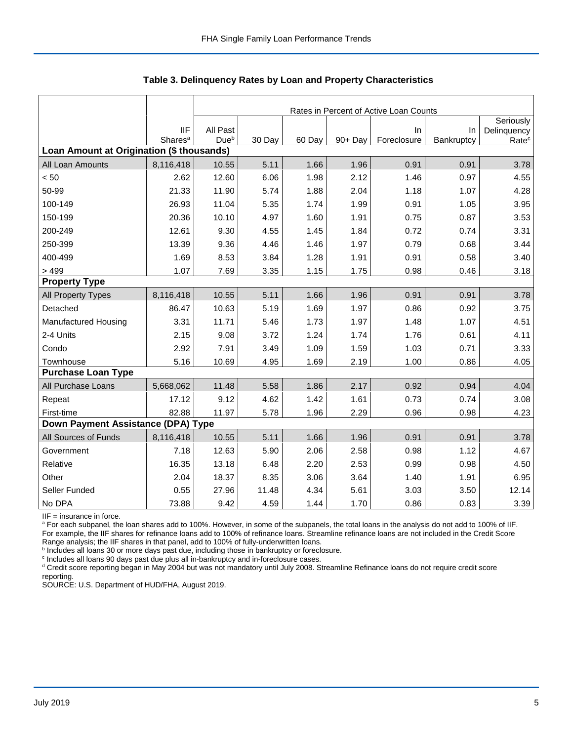## Table 3. Delinquency Rates by Loan and Property Characteristics

| | | Rates in Percent of Active Loan Counts | | | | | | |
|---|---|---|---|---|---|---|---|---|
| | IIF Shares[a] | All Past Due[b] | 30 Day | 60 Day | 90+ Day | In Foreclosure | In Bankruptcy | Seriously Delinquency Rate[c] |
| **Loan Amount at Origination ($ thousands)** | | | | | | | | |
| All Loan Amounts | 8,116,418 | 10.55 | 5.11 | 1.66 | 1.96 | 0.91 | 0.91 | 3.78 |
| < 50 | 2.62 | 12.60 | 6.06 | 1.98 | 2.12 | 1.46 | 0.97 | 4.55 |
| 50-99 | 21.33 | 11.90 | 5.74 | 1.88 | 2.04 | 1.18 | 1.07 | 4.28 |
| 100-149 | 26.93 | 11.04 | 5.35 | 1.74 | 1.99 | 0.91 | 1.05 | 3.95 |
| 150-199 | 20.36 | 10.10 | 4.97 | 1.60 | 1.91 | 0.75 | 0.87 | 3.53 |
| 200-249 | 12.61 | 9.30 | 4.55 | 1.45 | 1.84 | 0.72 | 0.74 | 3.31 |
| 250-399 | 13.39 | 9.36 | 4.46 | 1.46 | 1.97 | 0.79 | 0.68 | 3.44 |
| 400-499 | 1.69 | 8.53 | 3.84 | 1.28 | 1.91 | 0.91 | 0.58 | 3.40 |
| > 499 | 1.07 | 7.69 | 3.35 | 1.15 | 1.75 | 0.98 | 0.46 | 3.18 |
| **Property Type** | | | | | | | | |
| All Property Types | 8,116,418 | 10.55 | 5.11 | 1.66 | 1.96 | 0.91 | 0.91 | 3.78 |
| Detached | 86.47 | 10.63 | 5.19 | 1.69 | 1.97 | 0.86 | 0.92 | 3.75 |
| Manufactured Housing | 3.31 | 11.71 | 5.46 | 1.73 | 1.97 | 1.48 | 1.07 | 4.51 |
| 2-4 Units | 2.15 | 9.08 | 3.72 | 1.24 | 1.74 | 1.76 | 0.61 | 4.11 |
| Condo | 2.92 | 7.91 | 3.49 | 1.09 | 1.59 | 1.03 | 0.71 | 3.33 |
| Townhouse | 5.16 | 10.69 | 4.95 | 1.69 | 2.19 | 1.00 | 0.86 | 4.05 |
| **Purchase Loan Type** | | | | | | | | |
| All Purchase Loans | 5,668,062 | 11.48 | 5.58 | 1.86 | 2.17 | 0.92 | 0.94 | 4.04 |
| Repeat | 17.12 | 9.12 | 4.62 | 1.42 | 1.61 | 0.73 | 0.74 | 3.08 |
| First-time | 82.88 | 11.97 | 5.78 | 1.96 | 2.29 | 0.96 | 0.98 | 4.23 |
| **Down Payment Assistance (DPA) Type** | | | | | | | | |
| All Sources of Funds | 8,116,418 | 10.55 | 5.11 | 1.66 | 1.96 | 0.91 | 0.91 | 3.78 |
| Government | 7.18 | 12.63 | 5.90 | 2.06 | 2.58 | 0.98 | 1.12 | 4.67 |
| Relative | 16.35 | 13.18 | 6.48 | 2.20 | 2.53 | 0.99 | 0.98 | 4.50 |
| Other | 2.04 | 18.37 | 8.35 | 3.06 | 3.64 | 1.40 | 1.91 | 6.95 |
| Seller Funded | 0.55 | 27.96 | 11.48 | 4.34 | 5.61 | 3.03 | 3.50 | 12.14 |
| No DPA | 73.88 | 9.42 | 4.59 | 1.44 | 1.70 | 0.86 | 0.83 | 3.39 |

IIF = insurance in force.

[a] For each subpanel, the loan shares add to 100%. However, in some of the subpanels, the total loans in the analysis do not add to 100% of IIF. For example, the IIF shares for refinance loans add to 100% of refinance loans. Streamline refinance loans are not included in the Credit Score Range analysis; the IIF shares in that panel, add to 100% of fully-underwritten loans.

[b] Includes all loans 30 or more days past due, including those in bankruptcy or foreclosure.

[c] Includes all loans 90 days past due plus all in-bankruptcy and in-foreclosure cases.

[d] Credit score reporting began in May 2004 but was not mandatory until July 2008. Streamline Refinance loans do not require credit score reporting.

SOURCE: U.S. Department of HUD/FHA, August 2019.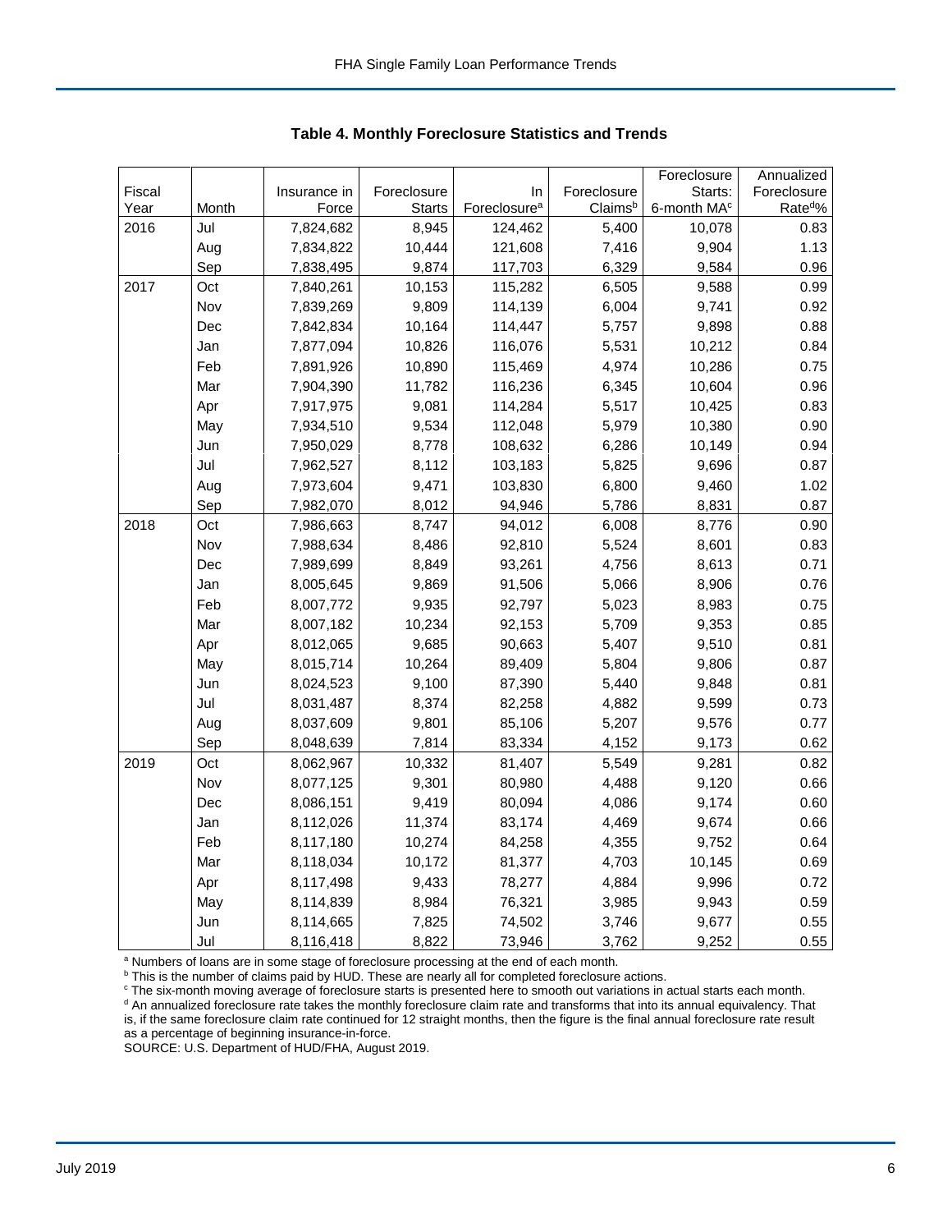**Table 4. Monthly Foreclosure Statistics and Trends**

| Fiscal Year | Month | Insurance in Force | Foreclosure Starts | In Foreclosure[a] | Foreclosure Claims[b] | Foreclosure Starts: 6-month MA[c] | Annualized Foreclosure Rate[d]% |
|---|---|---|---|---|---|---|---|
| 2016 | Jul | 7,824,682 | 8,945 | 124,462 | 5,400 | 10,078 | 0.83 |
| | Aug | 7,834,822 | 10,444 | 121,608 | 7,416 | 9,904 | 1.13 |
| | Sep | 7,838,495 | 9,874 | 117,703 | 6,329 | 9,584 | 0.96 |
| 2017 | Oct | 7,840,261 | 10,153 | 115,282 | 6,505 | 9,588 | 0.99 |
| | Nov | 7,839,269 | 9,809 | 114,139 | 6,004 | 9,741 | 0.92 |
| | Dec | 7,842,834 | 10,164 | 114,447 | 5,757 | 9,898 | 0.88 |
| | Jan | 7,877,094 | 10,826 | 116,076 | 5,531 | 10,212 | 0.84 |
| | Feb | 7,891,926 | 10,890 | 115,469 | 4,974 | 10,286 | 0.75 |
| | Mar | 7,904,390 | 11,782 | 116,236 | 6,345 | 10,604 | 0.96 |
| | Apr | 7,917,975 | 9,081 | 114,284 | 5,517 | 10,425 | 0.83 |
| | May | 7,934,510 | 9,534 | 112,048 | 5,979 | 10,380 | 0.90 |
| | Jun | 7,950,029 | 8,778 | 108,632 | 6,286 | 10,149 | 0.94 |
| | Jul | 7,962,527 | 8,112 | 103,183 | 5,825 | 9,696 | 0.87 |
| | Aug | 7,973,604 | 9,471 | 103,830 | 6,800 | 9,460 | 1.02 |
| | Sep | 7,982,070 | 8,012 | 94,946 | 5,786 | 8,831 | 0.87 |
| 2018 | Oct | 7,986,663 | 8,747 | 94,012 | 6,008 | 8,776 | 0.90 |
| | Nov | 7,988,634 | 8,486 | 92,810 | 5,524 | 8,601 | 0.83 |
| | Dec | 7,989,699 | 8,849 | 93,261 | 4,756 | 8,613 | 0.71 |
| | Jan | 8,005,645 | 9,869 | 91,506 | 5,066 | 8,906 | 0.76 |
| | Feb | 8,007,772 | 9,935 | 92,797 | 5,023 | 8,983 | 0.75 |
| | Mar | 8,007,182 | 10,234 | 92,153 | 5,709 | 9,353 | 0.85 |
| | Apr | 8,012,065 | 9,685 | 90,663 | 5,407 | 9,510 | 0.81 |
| | May | 8,015,714 | 10,264 | 89,409 | 5,804 | 9,806 | 0.87 |
| | Jun | 8,024,523 | 9,100 | 87,390 | 5,440 | 9,848 | 0.81 |
| | Jul | 8,031,487 | 8,374 | 82,258 | 4,882 | 9,599 | 0.73 |
| | Aug | 8,037,609 | 9,801 | 85,106 | 5,207 | 9,576 | 0.77 |
| | Sep | 8,048,639 | 7,814 | 83,334 | 4,152 | 9,173 | 0.62 |
| 2019 | Oct | 8,062,967 | 10,332 | 81,407 | 5,549 | 9,281 | 0.82 |
| | Nov | 8,077,125 | 9,301 | 80,980 | 4,488 | 9,120 | 0.66 |
| | Dec | 8,086,151 | 9,419 | 80,094 | 4,086 | 9,174 | 0.60 |
| | Jan | 8,112,026 | 11,374 | 83,174 | 4,469 | 9,674 | 0.66 |
| | Feb | 8,117,180 | 10,274 | 84,258 | 4,355 | 9,752 | 0.64 |
| | Mar | 8,118,034 | 10,172 | 81,377 | 4,703 | 10,145 | 0.69 |
| | Apr | 8,117,498 | 9,433 | 78,277 | 4,884 | 9,996 | 0.72 |
| | May | 8,114,839 | 8,984 | 76,321 | 3,985 | 9,943 | 0.59 |
| | Jun | 8,114,665 | 7,825 | 74,502 | 3,746 | 9,677 | 0.55 |
| | Jul | 8,116,418 | 8,822 | 73,946 | 3,762 | 9,252 | 0.55 |

[a] Numbers of loans are in some stage of foreclosure processing at the end of each month.
[b] This is the number of claims paid by HUD. These are nearly all for completed foreclosure actions.
[c] The six-month moving average of foreclosure starts is presented here to smooth out variations in actual starts each month.
[d] An annualized foreclosure rate takes the monthly foreclosure claim rate and transforms that into its annual equivalency. That is, if the same foreclosure claim rate continued for 12 straight months, then the figure is the final annual foreclosure rate result as a percentage of beginning insurance-in-force.
SOURCE: U.S. Department of HUD/FHA, August 2019.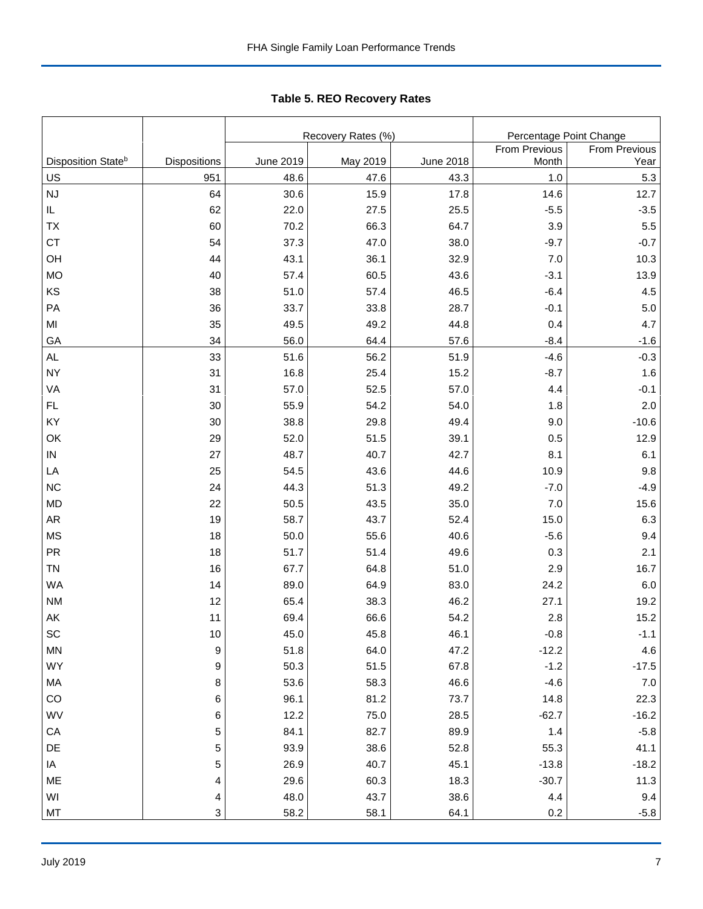## Table 5. REO Recovery Rates

| Disposition State[b] | Dispositions | Recovery Rates (%) | | | Percentage Point Change | |
|---|---|---|---|---|---|---|
| | | June 2019 | May 2019 | June 2018 | From Previous Month | From Previous Year |
| US | 951 | 48.6 | 47.6 | 43.3 | 1.0 | 5.3 |
| NJ | 64 | 30.6 | 15.9 | 17.8 | 14.6 | 12.7 |
| IL | 62 | 22.0 | 27.5 | 25.5 | -5.5 | -3.5 |
| TX | 60 | 70.2 | 66.3 | 64.7 | 3.9 | 5.5 |
| CT | 54 | 37.3 | 47.0 | 38.0 | -9.7 | -0.7 |
| OH | 44 | 43.1 | 36.1 | 32.9 | 7.0 | 10.3 |
| MO | 40 | 57.4 | 60.5 | 43.6 | -3.1 | 13.9 |
| KS | 38 | 51.0 | 57.4 | 46.5 | -6.4 | 4.5 |
| PA | 36 | 33.7 | 33.8 | 28.7 | -0.1 | 5.0 |
| MI | 35 | 49.5 | 49.2 | 44.8 | 0.4 | 4.7 |
| GA | 34 | 56.0 | 64.4 | 57.6 | -8.4 | -1.6 |
| AL | 33 | 51.6 | 56.2 | 51.9 | -4.6 | -0.3 |
| NY | 31 | 16.8 | 25.4 | 15.2 | -8.7 | 1.6 |
| VA | 31 | 57.0 | 52.5 | 57.0 | 4.4 | -0.1 |
| FL | 30 | 55.9 | 54.2 | 54.0 | 1.8 | 2.0 |
| KY | 30 | 38.8 | 29.8 | 49.4 | 9.0 | -10.6 |
| OK | 29 | 52.0 | 51.5 | 39.1 | 0.5 | 12.9 |
| IN | 27 | 48.7 | 40.7 | 42.7 | 8.1 | 6.1 |
| LA | 25 | 54.5 | 43.6 | 44.6 | 10.9 | 9.8 |
| NC | 24 | 44.3 | 51.3 | 49.2 | -7.0 | -4.9 |
| MD | 22 | 50.5 | 43.5 | 35.0 | 7.0 | 15.6 |
| AR | 19 | 58.7 | 43.7 | 52.4 | 15.0 | 6.3 |
| MS | 18 | 50.0 | 55.6 | 40.6 | -5.6 | 9.4 |
| PR | 18 | 51.7 | 51.4 | 49.6 | 0.3 | 2.1 |
| TN | 16 | 67.7 | 64.8 | 51.0 | 2.9 | 16.7 |
| WA | 14 | 89.0 | 64.9 | 83.0 | 24.2 | 6.0 |
| NM | 12 | 65.4 | 38.3 | 46.2 | 27.1 | 19.2 |
| AK | 11 | 69.4 | 66.6 | 54.2 | 2.8 | 15.2 |
| SC | 10 | 45.0 | 45.8 | 46.1 | -0.8 | -1.1 |
| MN | 9 | 51.8 | 64.0 | 47.2 | -12.2 | 4.6 |
| WY | 9 | 50.3 | 51.5 | 67.8 | -1.2 | -17.5 |
| MA | 8 | 53.6 | 58.3 | 46.6 | -4.6 | 7.0 |
| CO | 6 | 96.1 | 81.2 | 73.7 | 14.8 | 22.3 |
| WV | 6 | 12.2 | 75.0 | 28.5 | -62.7 | -16.2 |
| CA | 5 | 84.1 | 82.7 | 89.9 | 1.4 | -5.8 |
| DE | 5 | 93.9 | 38.6 | 52.8 | 55.3 | 41.1 |
| IA | 5 | 26.9 | 40.7 | 45.1 | -13.8 | -18.2 |
| ME | 4 | 29.6 | 60.3 | 18.3 | -30.7 | 11.3 |
| WI | 4 | 48.0 | 43.7 | 38.6 | 4.4 | 9.4 |
| MT | 3 | 58.2 | 58.1 | 64.1 | 0.2 | -5.8 |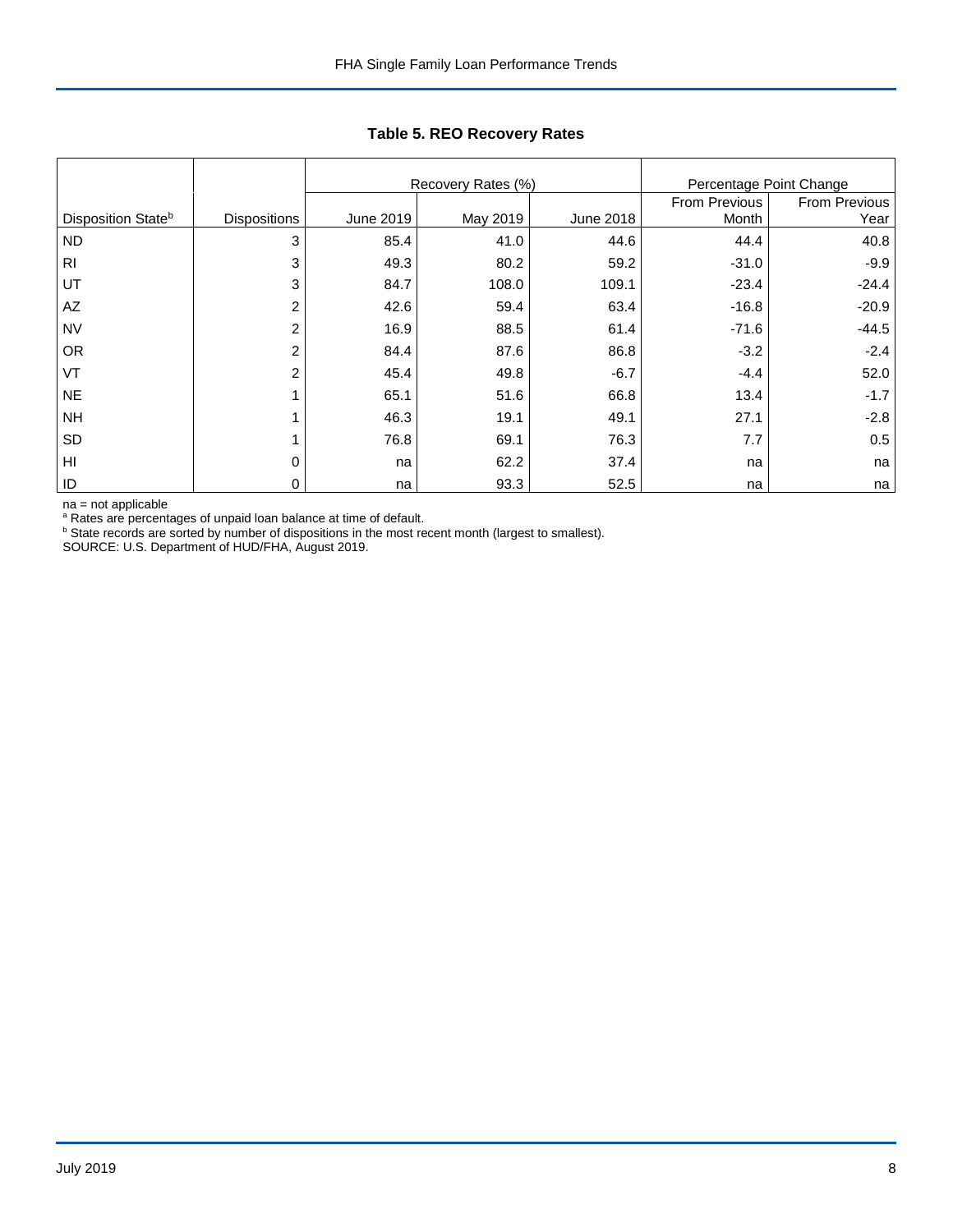## Table 5. REO Recovery Rates

| | | Recovery Rates (%) | | | Percentage Point Change | |
|---|---|---|---|---|---|---|
| Disposition State[b] | Dispositions | June 2019 | May 2019 | June 2018 | From Previous Month | From Previous Year |
| ND | 3 | 85.4 | 41.0 | 44.6 | 44.4 | 40.8 |
| RI | 3 | 49.3 | 80.2 | 59.2 | -31.0 | -9.9 |
| UT | 3 | 84.7 | 108.0 | 109.1 | -23.4 | -24.4 |
| AZ | 2 | 42.6 | 59.4 | 63.4 | -16.8 | -20.9 |
| NV | 2 | 16.9 | 88.5 | 61.4 | -71.6 | -44.5 |
| OR | 2 | 84.4 | 87.6 | 86.8 | -3.2 | -2.4 |
| VT | 2 | 45.4 | 49.8 | -6.7 | -4.4 | 52.0 |
| NE | 1 | 65.1 | 51.6 | 66.8 | 13.4 | -1.7 |
| NH | 1 | 46.3 | 19.1 | 49.1 | 27.1 | -2.8 |
| SD | 1 | 76.8 | 69.1 | 76.3 | 7.7 | 0.5 |
| HI | 0 | na | 62.2 | 37.4 | na | na |
| ID | 0 | na | 93.3 | 52.5 | na | na |

na = not applicable

[a] Rates are percentages of unpaid loan balance at time of default.

[b] State records are sorted by number of dispositions in the most recent month (largest to smallest).

SOURCE: U.S. Department of HUD/FHA, August 2019.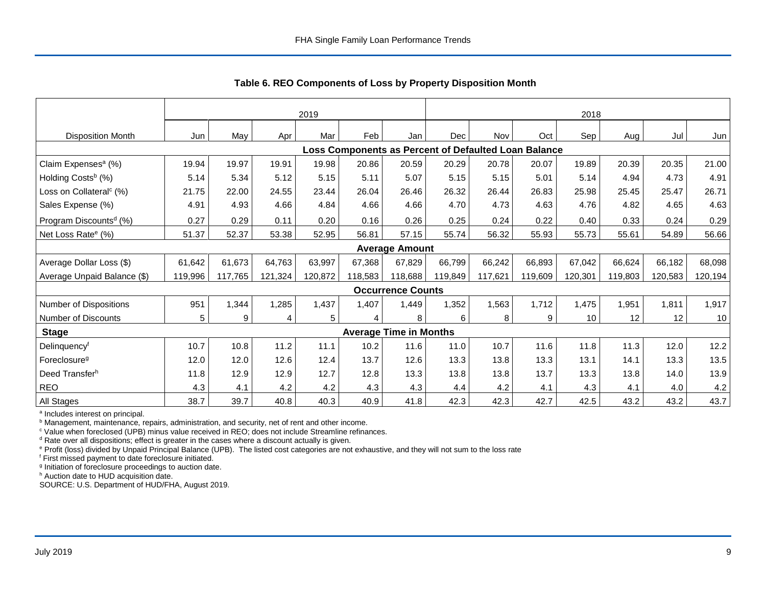### Table 6. REO Components of Loss by Property Disposition Month

| | 2019 | | | | | | 2018 | | | | | | |
|---|---|---|---|---|---|---|---|---|---|---|---|---|---|
| Disposition Month | Jun | May | Apr | Mar | Feb | Jan | Dec | Nov | Oct | Sep | Aug | Jul | Jun |
| **Loss Components as Percent of Defaulted Loan Balance** | | | | | | | | | | | | | |
| Claim Expenses[a] (%) | 19.94 | 19.97 | 19.91 | 19.98 | 20.86 | 20.59 | 20.29 | 20.78 | 20.07 | 19.89 | 20.39 | 20.35 | 21.00 |
| Holding Costs[b] (%) | 5.14 | 5.34 | 5.12 | 5.15 | 5.11 | 5.07 | 5.15 | 5.15 | 5.01 | 5.14 | 4.94 | 4.73 | 4.91 |
| Loss on Collateral[c] (%) | 21.75 | 22.00 | 24.55 | 23.44 | 26.04 | 26.46 | 26.32 | 26.44 | 26.83 | 25.98 | 25.45 | 25.47 | 26.71 |
| Sales Expense (%) | 4.91 | 4.93 | 4.66 | 4.84 | 4.66 | 4.66 | 4.70 | 4.73 | 4.63 | 4.76 | 4.82 | 4.65 | 4.63 |
| Program Discounts[d] (%) | 0.27 | 0.29 | 0.11 | 0.20 | 0.16 | 0.26 | 0.25 | 0.24 | 0.22 | 0.40 | 0.33 | 0.24 | 0.29 |
| Net Loss Rate[e] (%) | 51.37 | 52.37 | 53.38 | 52.95 | 56.81 | 57.15 | 55.74 | 56.32 | 55.93 | 55.73 | 55.61 | 54.89 | 56.66 |
| **Average Amount** | | | | | | | | | | | | | |
| Average Dollar Loss ($) | 61,642 | 61,673 | 64,763 | 63,997 | 67,368 | 67,829 | 66,799 | 66,242 | 66,893 | 67,042 | 66,624 | 66,182 | 68,098 |
| Average Unpaid Balance ($) | 119,996 | 117,765 | 121,324 | 120,872 | 118,583 | 118,688 | 119,849 | 117,621 | 119,609 | 120,301 | 119,803 | 120,583 | 120,194 |
| **Occurrence Counts** | | | | | | | | | | | | | |
| Number of Dispositions | 951 | 1,344 | 1,285 | 1,437 | 1,407 | 1,449 | 1,352 | 1,563 | 1,712 | 1,475 | 1,951 | 1,811 | 1,917 |
| Number of Discounts | 5 | 9 | 4 | 5 | 4 | 8 | 6 | 8 | 9 | 10 | 12 | 12 | 10 |
| **Stage** | **Average Time in Months** | | | | | | | | | | | | |
| Delinquency[f] | 10.7 | 10.8 | 11.2 | 11.1 | 10.2 | 11.6 | 11.0 | 10.7 | 11.6 | 11.8 | 11.3 | 12.0 | 12.2 |
| Foreclosure[g] | 12.0 | 12.0 | 12.6 | 12.4 | 13.7 | 12.6 | 13.3 | 13.8 | 13.3 | 13.1 | 14.1 | 13.3 | 13.5 |
| Deed Transfer[h] | 11.8 | 12.9 | 12.9 | 12.7 | 12.8 | 13.3 | 13.8 | 13.8 | 13.7 | 13.3 | 13.8 | 14.0 | 13.9 |
| REO | 4.3 | 4.1 | 4.2 | 4.2 | 4.3 | 4.3 | 4.4 | 4.2 | 4.1 | 4.3 | 4.1 | 4.0 | 4.2 |
| All Stages | 38.7 | 39.7 | 40.8 | 40.3 | 40.9 | 41.8 | 42.3 | 42.3 | 42.7 | 42.5 | 43.2 | 43.2 | 43.7 |

[a] Includes interest on principal.
[b] Management, maintenance, repairs, administration, and security, net of rent and other income.
[c] Value when foreclosed (UPB) minus value received in REO; does not include Streamline refinances.
[d] Rate over all dispositions; effect is greater in the cases where a discount actually is given.
[e] Profit (loss) divided by Unpaid Principal Balance (UPB). The listed cost categories are not exhaustive, and they will not sum to the loss rate
[f] First missed payment to date foreclosure initiated.
[g] Initiation of foreclosure proceedings to auction date.
[h] Auction date to HUD acquisition date.
SOURCE: U.S. Department of HUD/FHA, August 2019.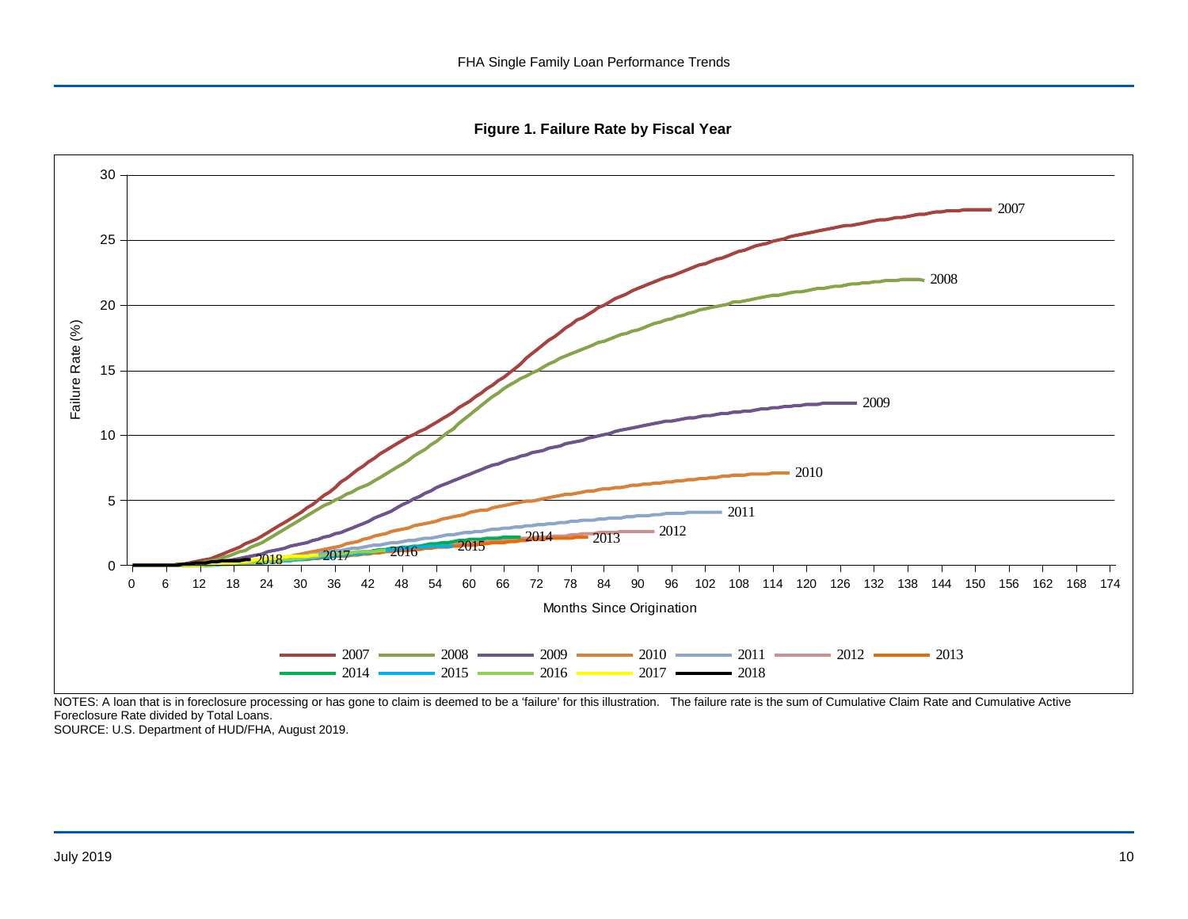**Figure 1. Failure Rate by Fiscal Year**

Failure Rate (%)

30
25
20
15
10
5
0

0 6 12 18 24 30 36 42 48 54 60 66 72 78 84 90 96 102 108 114 120 126 132 138 144 150 156 162 168 174

Months Since Origination

2007
2008
2009
2010
2011
2012
2013
2014
2015
2016
2017
2018

NOTES: A loan that is in foreclosure processing or has gone to claim is deemed to be a 'failure' for this illustration. The failure rate is the sum of Cumulative Claim Rate and Cumulative Active Foreclosure Rate divided by Total Loans.

SOURCE: U.S. Department of HUD/FHA, August 2019.